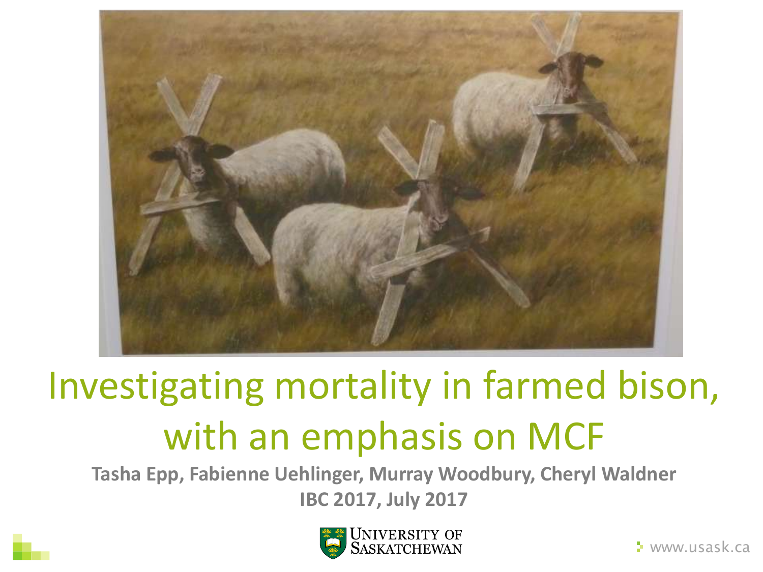# Investigating mortality in farmed bison, with an emphasis on MCF

**Tasha Epp, Fabienne Uehlinger, Murray Woodbury, Cheryl Waldner**

**IBC 2017, July 2017**

University of Saskatchewan

www.usask.ca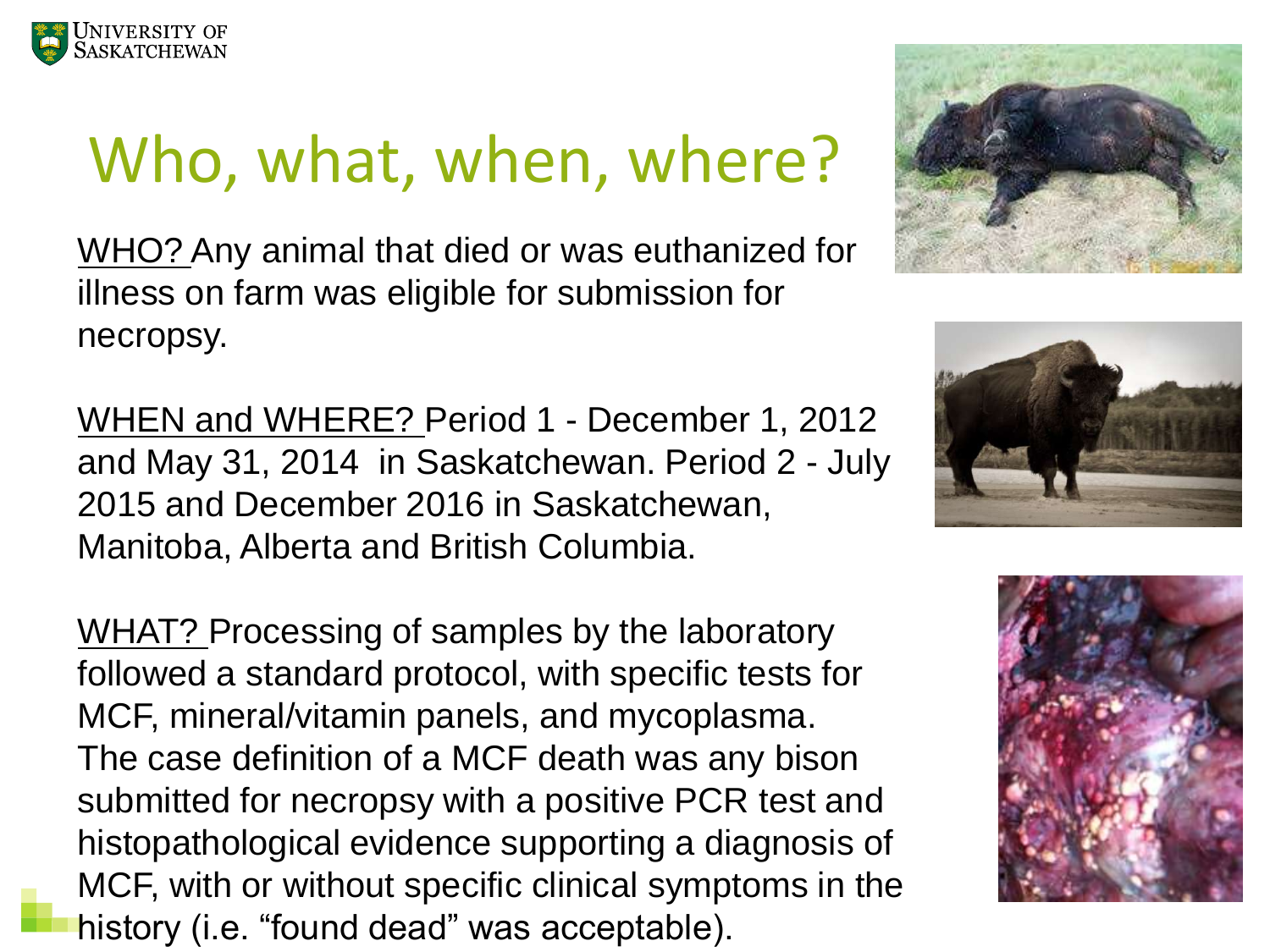# Who, what, when, where?

WHO? Any animal that died or was euthanized for illness on farm was eligible for submission for necropsy.

WHEN and WHERE? Period 1 - December 1, 2012 and May 31, 2014 in Saskatchewan. Period 2 - July 2015 and December 2016 in Saskatchewan, Manitoba, Alberta and British Columbia.

WHAT? Processing of samples by the laboratory followed a standard protocol, with specific tests for MCF, mineral/vitamin panels, and mycoplasma. The case definition of a MCF death was any bison submitted for necropsy with a positive PCR test and histopathological evidence supporting a diagnosis of MCF, with or without specific clinical symptoms in the history (i.e. "found dead" was acceptable).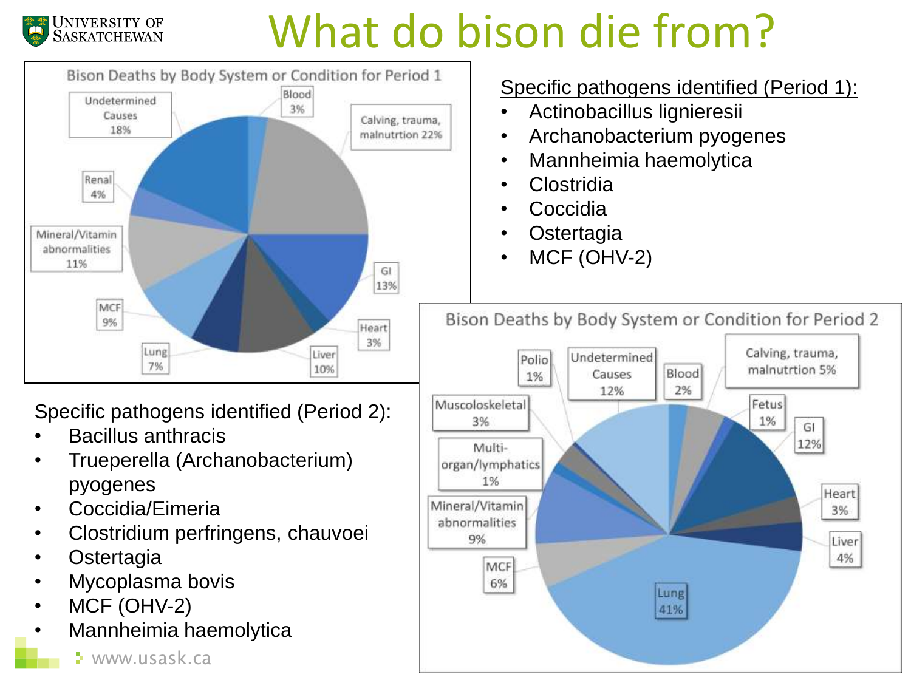# What do bison die from?

**Bison Deaths by Body System or Condition for Period 1**

| Category | Percentage |
| --- | --- |
| Blood | 3% |
| Calving, trauma, malnutrtion | 22% |
| GI | 13% |
| Heart | 3% |
| Liver | 10% |
| Lung | 7% |
| MCF | 9% |
| Mineral/Vitamin abnormalities | 11% |
| Renal | 4% |
| Undetermined Causes | 18% |

Specific pathogens identified (Period 1):

- Actinobacillus lignieresii
- Archanobacterium pyogenes
- Mannheimia haemolytica
- Clostridia
- Coccidia
- Ostertagia
- MCF (OHV-2)

**Bison Deaths by Body System or Condition for Period 2**

| Category | Percentage |
| --- | --- |
| Polio | 1% |
| Undetermined Causes | 12% |
| Blood | 2% |
| Calving, trauma, malnutrtion | 5% |
| Fetus | 1% |
| GI | 12% |
| Heart | 3% |
| Liver | 4% |
| Lung | 41% |
| MCF | 6% |
| Mineral/Vitamin abnormalities | 9% |
| Multi-organ/lymphatics | 1% |
| Muscoloskeletal | 3% |

Specific pathogens identified (Period 2):

- Bacillus anthracis
- Trueperella (Archanobacterium) pyogenes
- Coccidia/Eimeria
- Clostridium perfringens, chauvoei
- Ostertagia
- Mycoplasma bovis
- MCF (OHV-2)
- Mannheimia haemolytica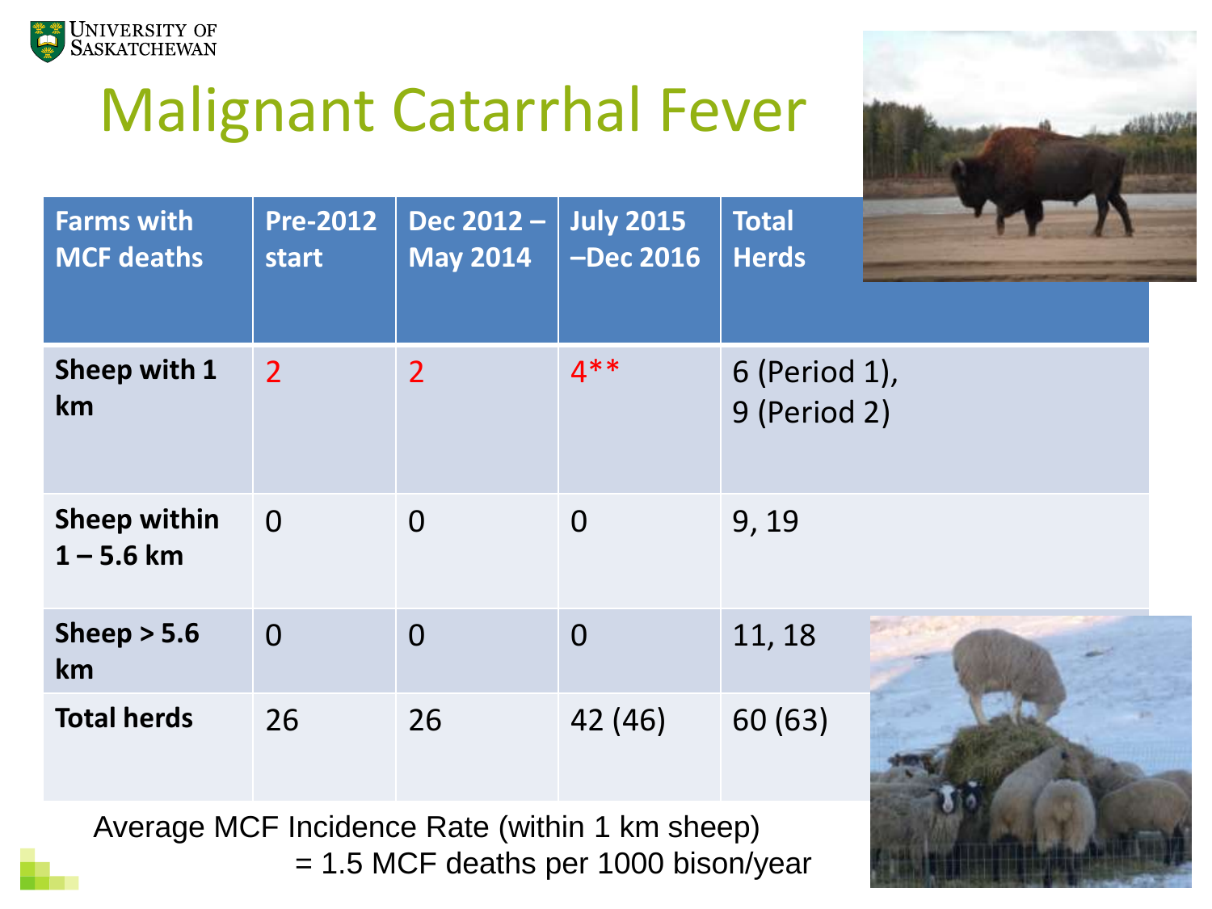# Malignant Catarrhal Fever

| Farms with MCF deaths | Pre-2012 start | Dec 2012 – May 2014 | July 2015 –Dec 2016 | Total Herds |
|---|---|---|---|---|
| Sheep with 1 km | 2 | 2 | 4** | 6 (Period 1), 9 (Period 2) |
| Sheep within 1 – 5.6 km | 0 | 0 | 0 | 9, 19 |
| Sheep > 5.6 km | 0 | 0 | 0 | 11, 18 |
| Total herds | 26 | 26 | 42 (46) | 60 (63) |

Average MCF Incidence Rate (within 1 km sheep)
= 1.5 MCF deaths per 1000 bison/year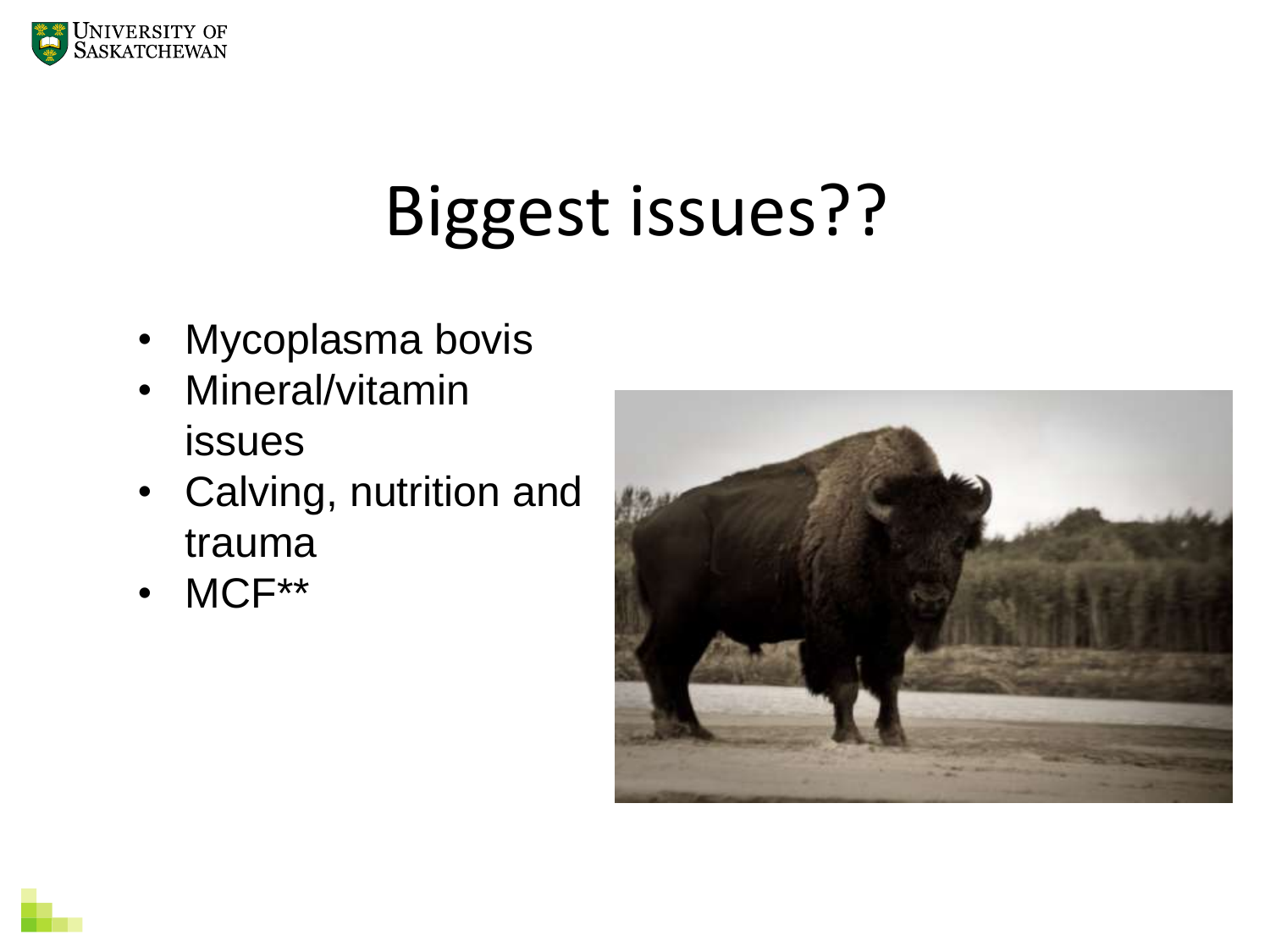# Biggest issues??

- Mycoplasma bovis
- Mineral/vitamin issues
- Calving, nutrition and trauma
- MCF**